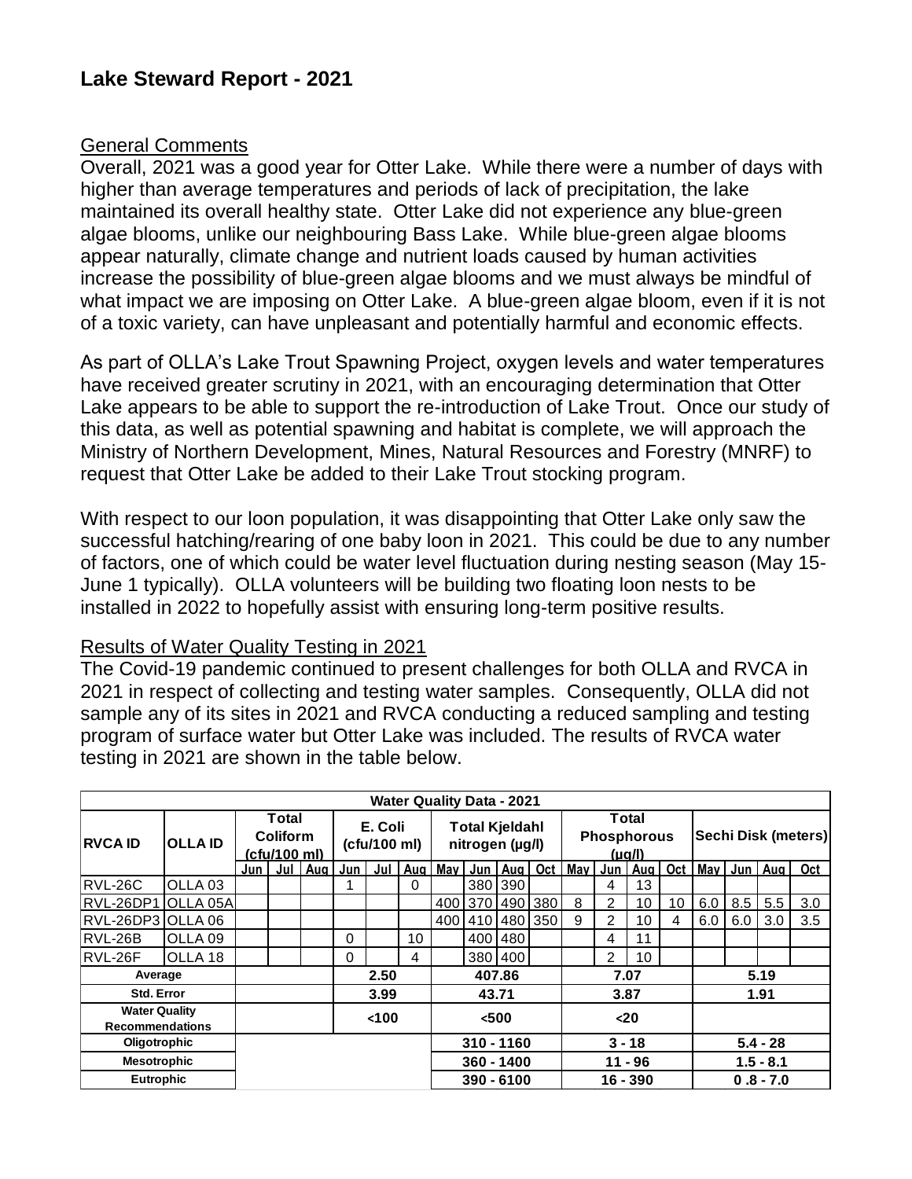# Lake Steward Report - 2021

## General Comments

Overall, 2021 was a good year for Otter Lake. While there were a number of days with higher than average temperatures and periods of lack of precipitation, the lake maintained its overall healthy state. Otter Lake did not experience any blue-green algae blooms, unlike our neighbouring Bass Lake. While blue-green algae blooms appear naturally, climate change and nutrient loads caused by human activities increase the possibility of blue-green algae blooms and we must always be mindful of what impact we are imposing on Otter Lake. A blue-green algae bloom, even if it is not of a toxic variety, can have unpleasant and potentially harmful and economic effects.

As part of OLLA's Lake Trout Spawning Project, oxygen levels and water temperatures have received greater scrutiny in 2021, with an encouraging determination that Otter Lake appears to be able to support the re-introduction of Lake Trout. Once our study of this data, as well as potential spawning and habitat is complete, we will approach the Ministry of Northern Development, Mines, Natural Resources and Forestry (MNRF) to request that Otter Lake be added to their Lake Trout stocking program.

With respect to our loon population, it was disappointing that Otter Lake only saw the successful hatching/rearing of one baby loon in 2021. This could be due to any number of factors, one of which could be water level fluctuation during nesting season (May 15-June 1 typically). OLLA volunteers will be building two floating loon nests to be installed in 2022 to hopefully assist with ensuring long-term positive results.

## Results of Water Quality Testing in 2021

The Covid-19 pandemic continued to present challenges for both OLLA and RVCA in 2021 in respect of collecting and testing water samples. Consequently, OLLA did not sample any of its sites in 2021 and RVCA conducting a reduced sampling and testing program of surface water but Otter Lake was included. The results of RVCA water testing in 2021 are shown in the table below.

**Water Quality Data - 2021**

| RVCA ID | OLLA ID | Total Coliform (cfu/100 ml) | | | E. Coli (cfu/100 ml) | | | Total Kjeldahl nitrogen (µg/l) | | | | Total Phosphorous (µg/l) | | | | Sechi Disk (meters) | | | |
|---|---|---|---|---|---|---|---|---|---|---|---|---|---|---|---|---|---|---|---|
| | | Jun | Jul | Aug | Jun | Jul | Aug | May | Jun | Aug | Oct | May | Jun | Aug | Oct | May | Jun | Aug | Oct |
| RVL-26C | OLLA 03 | | | | 1 | | 0 | | 380 | 390 | | | 4 | 13 | | | | | |
| RVL-26DP1 | OLLA 05A | | | | | | | 400 | 370 | 490 | 380 | 8 | 2 | 10 | 10 | 6.0 | 8.5 | 5.5 | 3.0 |
| RVL-26DP3 | OLLA 06 | | | | | | | 400 | 410 | 480 | 350 | 9 | 2 | 10 | 4 | 6.0 | 6.0 | 3.0 | 3.5 |
| RVL-26B | OLLA 09 | | | | 0 | | 10 | | 400 | 480 | | | 4 | 11 | | | | | |
| RVL-26F | OLLA 18 | | | | 0 | | 4 | | 380 | 400 | | | 2 | 10 | | | | | |
| Average | | | | | 2.50 | | | 407.86 | | | | 7.07 | | | | 5.19 | | | |
| Std. Error | | | | | 3.99 | | | 43.71 | | | | 3.87 | | | | 1.91 | | | |
| Water Quality Recommendations | | | | | <100 | | | <500 | | | | <20 | | | | | | | |
| Oligotrophic | | | | | | | | 310 - 1160 | | | | 3 - 18 | | | | 5.4 - 28 | | | |
| Mesotrophic | | | | | | | | 360 - 1400 | | | | 11 - 96 | | | | 1.5 - 8.1 | | | |
| Eutrophic | | | | | | | | 390 - 6100 | | | | 16 - 390 | | | | 0 .8 - 7.0 | | | |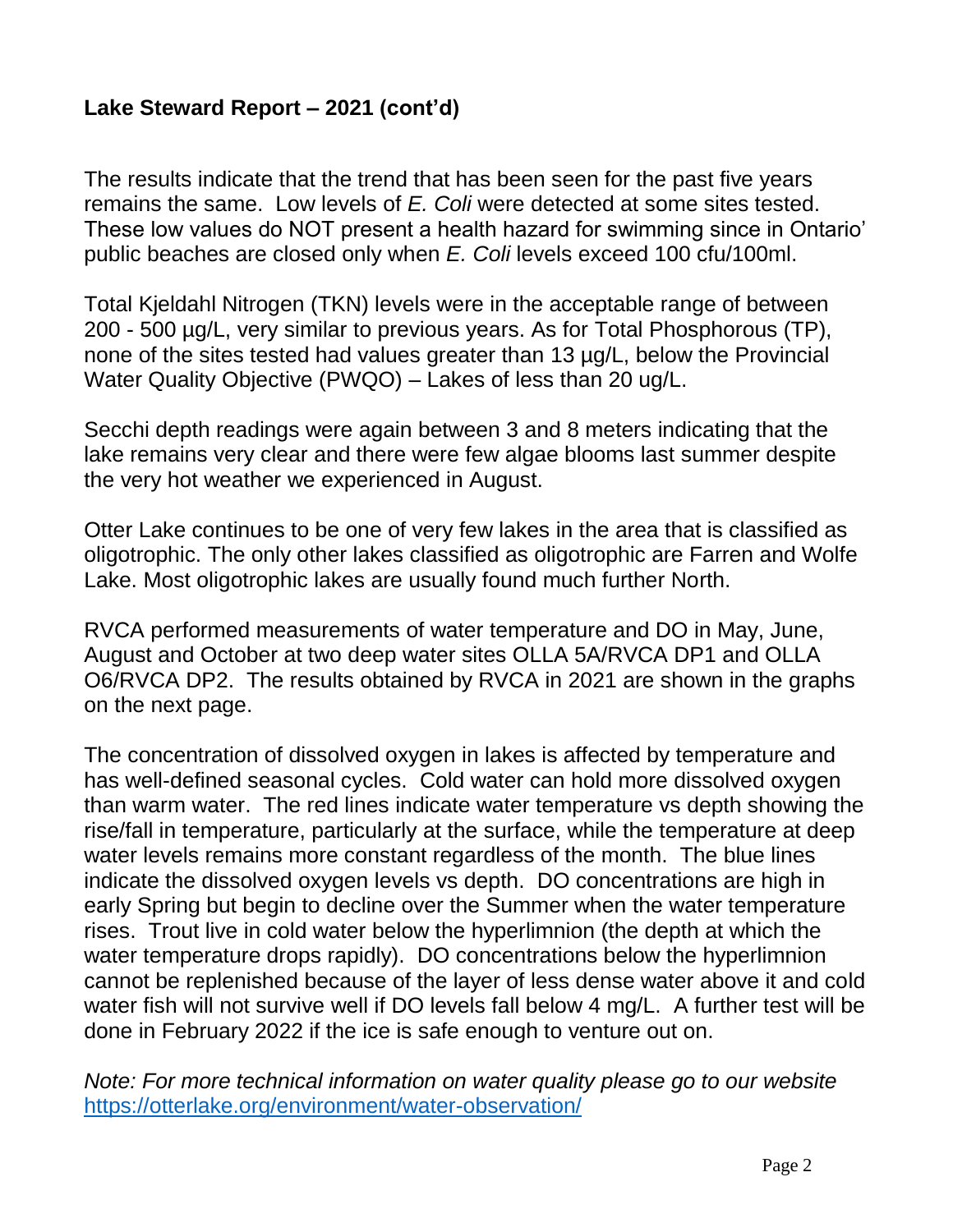## Lake Steward Report – 2021 (cont'd)

The results indicate that the trend that has been seen for the past five years remains the same. Low levels of *E. Coli* were detected at some sites tested. These low values do NOT present a health hazard for swimming since in Ontario' public beaches are closed only when *E. Coli* levels exceed 100 cfu/100ml.

Total Kjeldahl Nitrogen (TKN) levels were in the acceptable range of between 200 - 500 µg/L, very similar to previous years. As for Total Phosphorous (TP), none of the sites tested had values greater than 13 µg/L, below the Provincial Water Quality Objective (PWQO) – Lakes of less than 20 ug/L.

Secchi depth readings were again between 3 and 8 meters indicating that the lake remains very clear and there were few algae blooms last summer despite the very hot weather we experienced in August.

Otter Lake continues to be one of very few lakes in the area that is classified as oligotrophic. The only other lakes classified as oligotrophic are Farren and Wolfe Lake. Most oligotrophic lakes are usually found much further North.

RVCA performed measurements of water temperature and DO in May, June, August and October at two deep water sites OLLA 5A/RVCA DP1 and OLLA O6/RVCA DP2. The results obtained by RVCA in 2021 are shown in the graphs on the next page.

The concentration of dissolved oxygen in lakes is affected by temperature and has well-defined seasonal cycles. Cold water can hold more dissolved oxygen than warm water. The red lines indicate water temperature vs depth showing the rise/fall in temperature, particularly at the surface, while the temperature at deep water levels remains more constant regardless of the month. The blue lines indicate the dissolved oxygen levels vs depth. DO concentrations are high in early Spring but begin to decline over the Summer when the water temperature rises. Trout live in cold water below the hyperlimnion (the depth at which the water temperature drops rapidly). DO concentrations below the hyperlimnion cannot be replenished because of the layer of less dense water above it and cold water fish will not survive well if DO levels fall below 4 mg/L. A further test will be done in February 2022 if the ice is safe enough to venture out on.

*Note: For more technical information on water quality please go to our website* https://otterlake.org/environment/water-observation/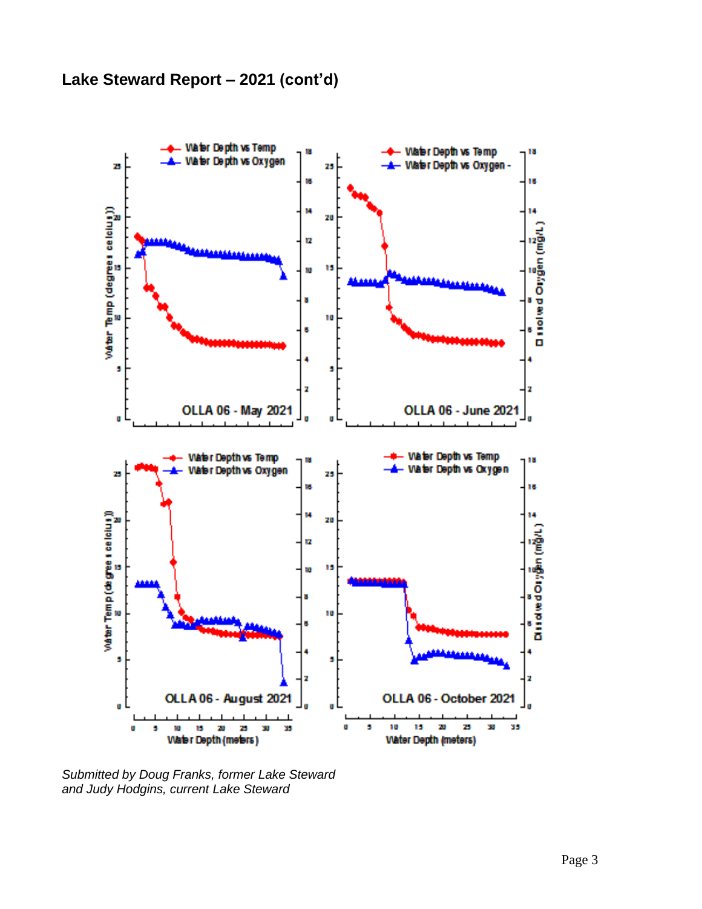## Lake Steward Report – 2021 (cont'd)

Water Depth vs Temp
Water Depth vs Oxygen
OLLA 06 - May 2021

Water Depth vs Temp
Water Depth vs Oxygen -
OLLA 06 - June 2021

Water Depth vs Temp
Water Depth vs Oxygen
OLLA 06 - August 2021

Water Depth vs Temp
Water Depth vs Oxygen
OLLA 06 - October 2021

Water Temp (degrees celcius)
Dissolved Oxygen (mg/L)
Water Depth (meters)

*Submitted by Doug Franks, former Lake Steward*
*and Judy Hodgins, current Lake Steward*